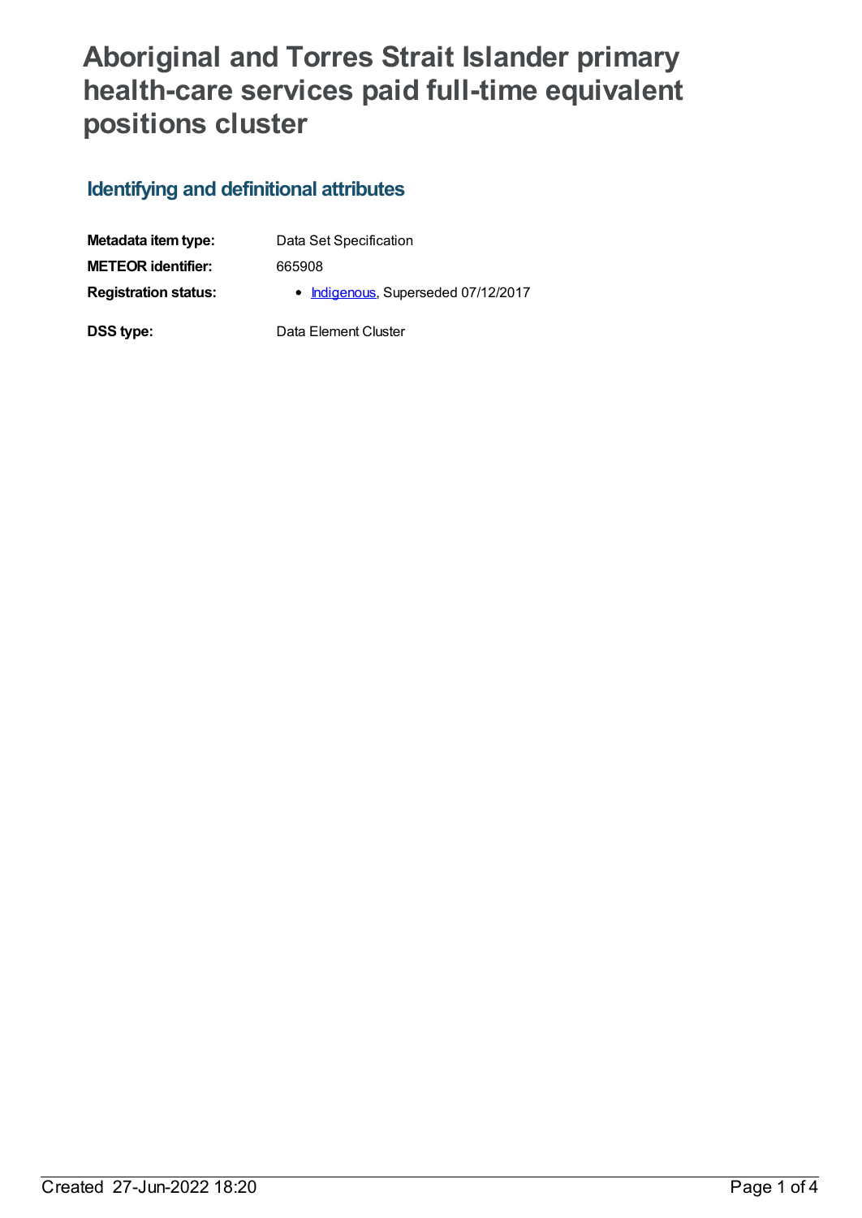# Aboriginal and Torres Strait Islander primary health-care services paid full-time equivalent positions cluster

## Identifying and definitional attributes

| | |
|---|---|
| **Metadata item type:** | Data Set Specification |
| **METEOR identifier:** | 665908 |
| **Registration status:** | • Indigenous, Superseded 07/12/2017 |
| **DSS type:** | Data Element Cluster |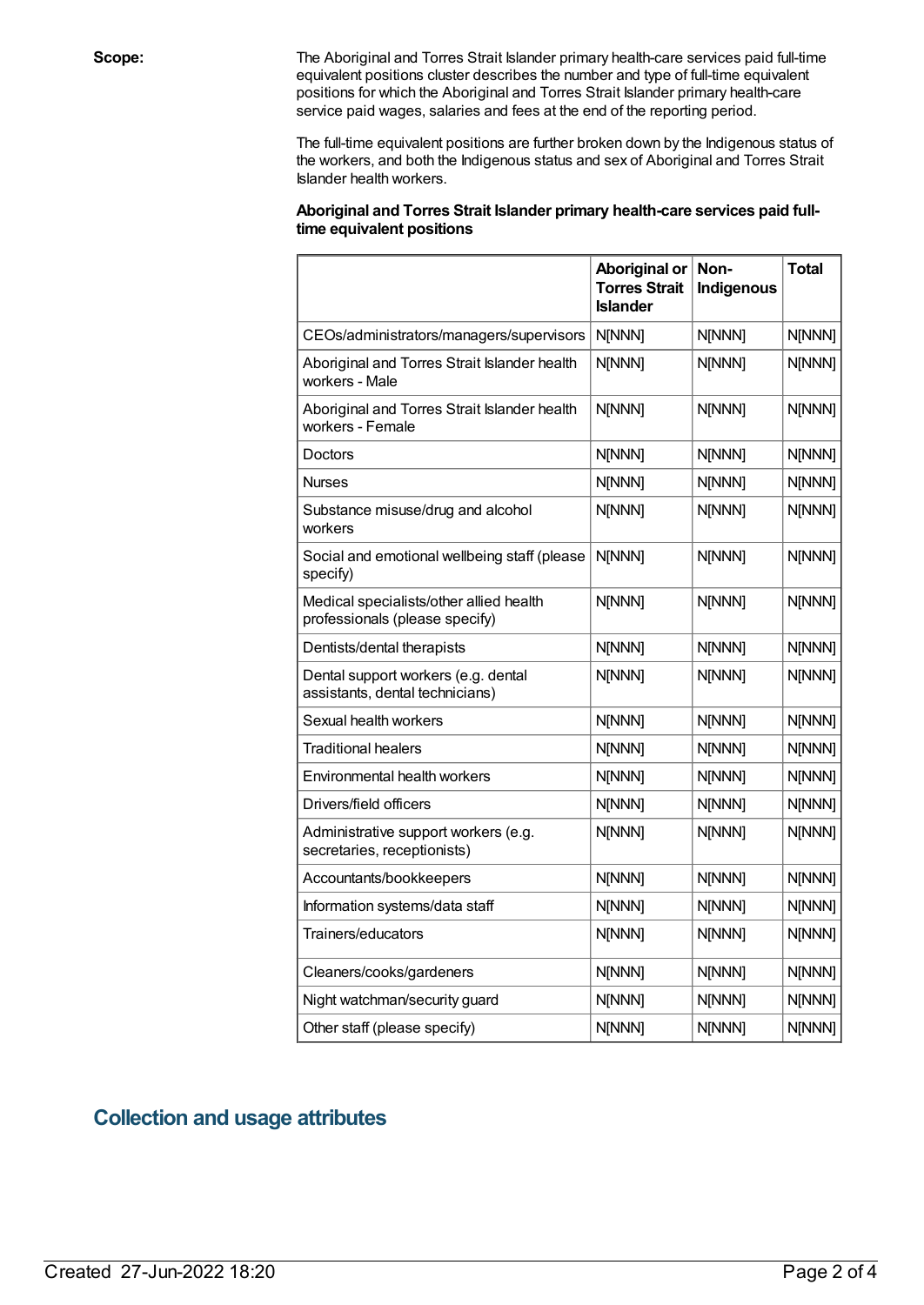**Scope:**

The Aboriginal and Torres Strait Islander primary health-care services paid full-time equivalent positions cluster describes the number and type of full-time equivalent positions for which the Aboriginal and Torres Strait Islander primary health-care service paid wages, salaries and fees at the end of the reporting period.

The full-time equivalent positions are further broken down by the Indigenous status of the workers, and both the Indigenous status and sex of Aboriginal and Torres Strait Islander health workers.

**Aboriginal and Torres Strait Islander primary health-care services paid full-time equivalent positions**

| | Aboriginal or Torres Strait Islander | Non-Indigenous | Total |
|---|---|---|---|
| CEOs/administrators/managers/supervisors | N[NNN] | N[NNN] | N[NNN] |
| Aboriginal and Torres Strait Islander health workers - Male | N[NNN] | N[NNN] | N[NNN] |
| Aboriginal and Torres Strait Islander health workers - Female | N[NNN] | N[NNN] | N[NNN] |
| Doctors | N[NNN] | N[NNN] | N[NNN] |
| Nurses | N[NNN] | N[NNN] | N[NNN] |
| Substance misuse/drug and alcohol workers | N[NNN] | N[NNN] | N[NNN] |
| Social and emotional wellbeing staff (please specify) | N[NNN] | N[NNN] | N[NNN] |
| Medical specialists/other allied health professionals (please specify) | N[NNN] | N[NNN] | N[NNN] |
| Dentists/dental therapists | N[NNN] | N[NNN] | N[NNN] |
| Dental support workers (e.g. dental assistants, dental technicians) | N[NNN] | N[NNN] | N[NNN] |
| Sexual health workers | N[NNN] | N[NNN] | N[NNN] |
| Traditional healers | N[NNN] | N[NNN] | N[NNN] |
| Environmental health workers | N[NNN] | N[NNN] | N[NNN] |
| Drivers/field officers | N[NNN] | N[NNN] | N[NNN] |
| Administrative support workers (e.g. secretaries, receptionists) | N[NNN] | N[NNN] | N[NNN] |
| Accountants/bookkeepers | N[NNN] | N[NNN] | N[NNN] |
| Information systems/data staff | N[NNN] | N[NNN] | N[NNN] |
| Trainers/educators | N[NNN] | N[NNN] | N[NNN] |
| Cleaners/cooks/gardeners | N[NNN] | N[NNN] | N[NNN] |
| Night watchman/security guard | N[NNN] | N[NNN] | N[NNN] |
| Other staff (please specify) | N[NNN] | N[NNN] | N[NNN] |

## Collection and usage attributes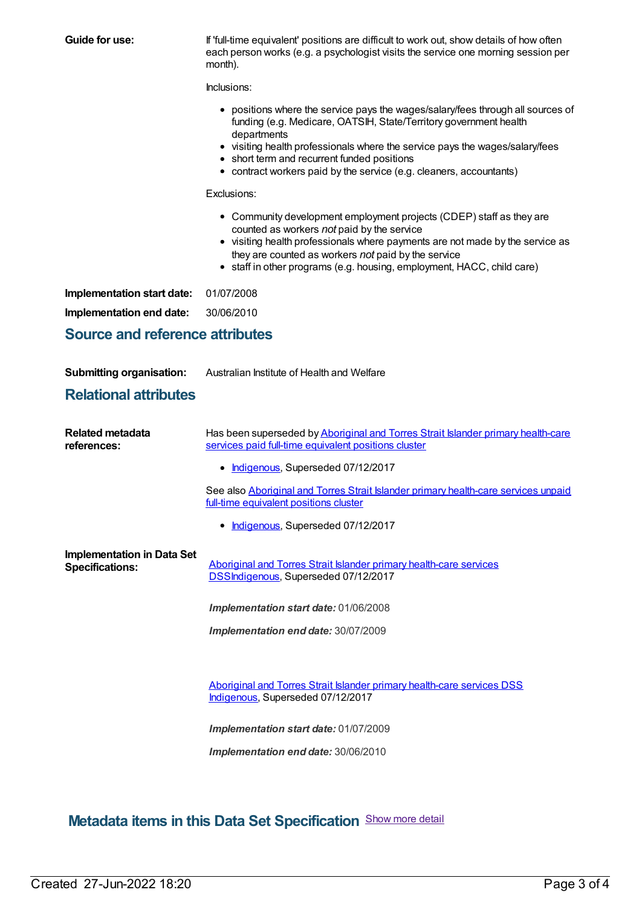**Guide for use:** If 'full-time equivalent' positions are difficult to work out, show details of how often each person works (e.g. a psychologist visits the service one morning session per month).

Inclusions:

- positions where the service pays the wages/salary/fees through all sources of funding (e.g. Medicare, OATSIH, State/Territory government health departments
- visiting health professionals where the service pays the wages/salary/fees
- short term and recurrent funded positions
- contract workers paid by the service (e.g. cleaners, accountants)

Exclusions:

- Community development employment projects (CDEP) staff as they are counted as workers *not* paid by the service
- visiting health professionals where payments are not made by the service as they are counted as workers *not* paid by the service
- staff in other programs (e.g. housing, employment, HACC, child care)

**Implementation start date:** 01/07/2008

**Implementation end date:** 30/06/2010

## Source and reference attributes

**Submitting organisation:** Australian Institute of Health and Welfare

## Relational attributes

**Related metadata references:**

Has been superseded by Aboriginal and Torres Strait Islander primary health-care services paid full-time equivalent positions cluster

- Indigenous, Superseded 07/12/2017

See also Aboriginal and Torres Strait Islander primary health-care services unpaid full-time equivalent positions cluster

- Indigenous, Superseded 07/12/2017

**Implementation in Data Set Specifications:**

Aboriginal and Torres Strait Islander primary health-care services DSSIndigenous, Superseded 07/12/2017

***Implementation start date:*** 01/06/2008

***Implementation end date:*** 30/07/2009

Aboriginal and Torres Strait Islander primary health-care services DSS Indigenous, Superseded 07/12/2017

***Implementation start date:*** 01/07/2009

***Implementation end date:*** 30/06/2010

## Metadata items in this Data Set Specification

Show more detail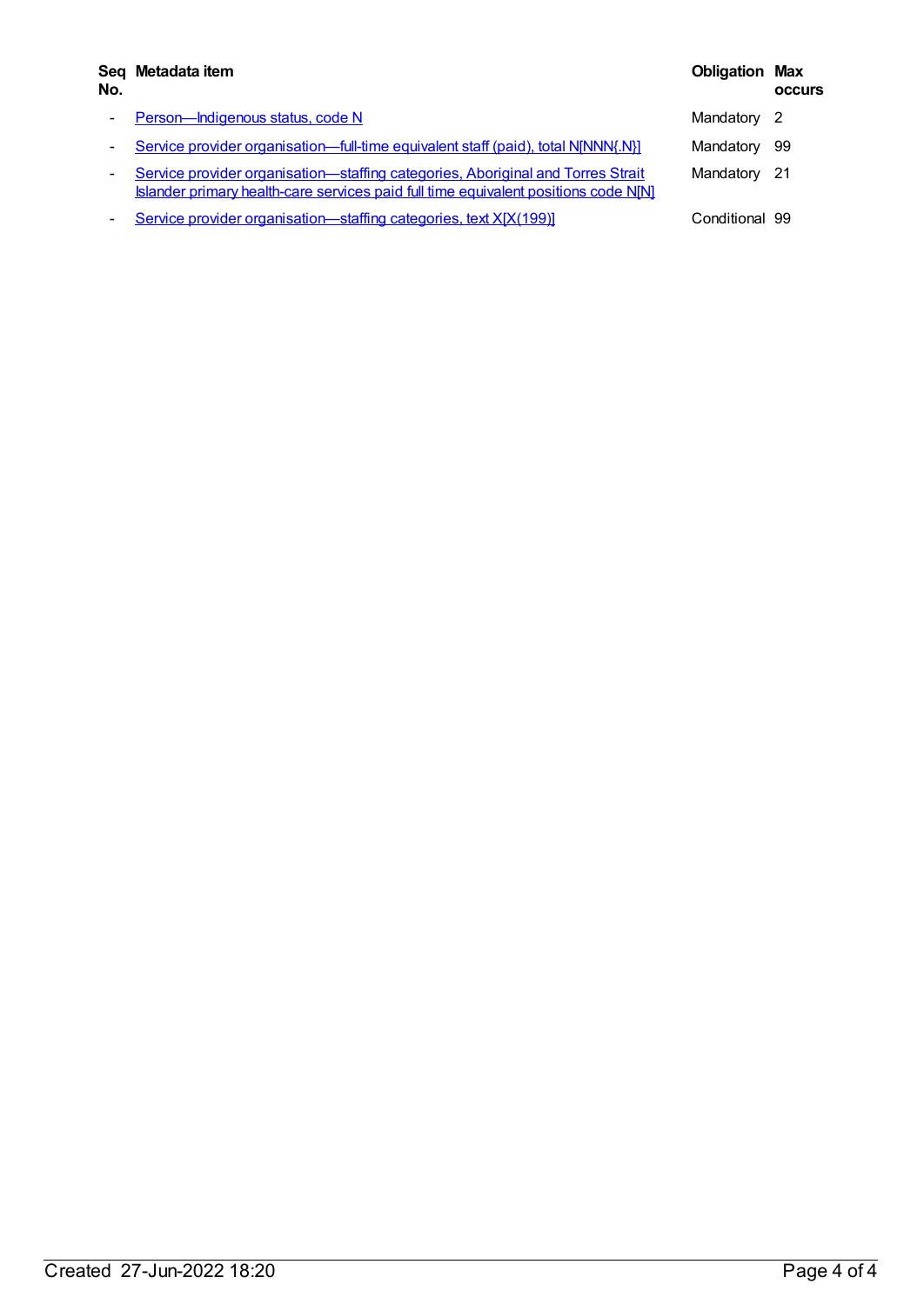| Seq No. | Metadata item | Obligation | Max occurs |
|---|---|---|---|
| - | Person—Indigenous status, code N | Mandatory | 2 |
| - | Service provider organisation—full-time equivalent staff (paid), total N[NNN{.N}] | Mandatory | 99 |
| - | Service provider organisation—staffing categories, Aboriginal and Torres Strait Islander primary health-care services paid full time equivalent positions code N[N] | Mandatory | 21 |
| - | Service provider organisation—staffing categories, text X[X(199)] | Conditional | 99 |